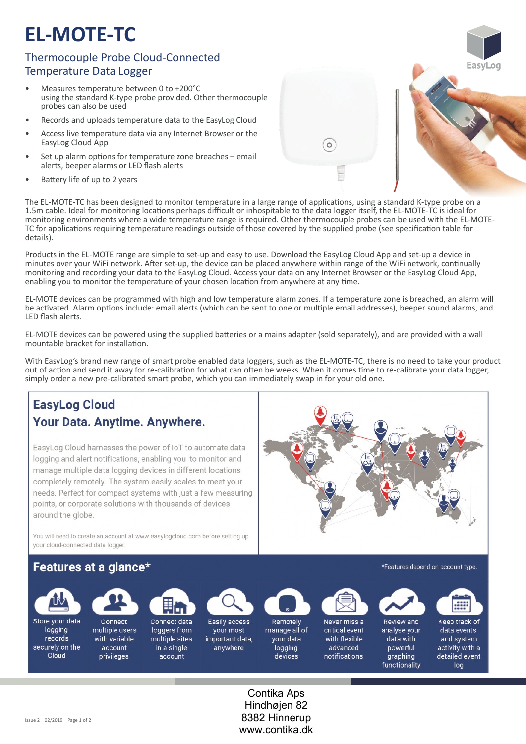# EL-MOTE-TC

## Thermocouple Probe Cloud-Connected Temperature Data Logger

- Measures temperature between 0 to +200°C using the standard K-type probe provided. Other thermocouple probes can also be used
- Records and uploads temperature data to the EasyLog Cloud
- Access live temperature data via any Internet Browser or the EasyLog Cloud App
- Set up alarm options for temperature zone breaches – email alerts, beeper alarms or LED flash alerts
- Battery life of up to 2 years

The EL-MOTE-TC has been designed to monitor temperature in a large range of applications, using a standard K-type probe on a 1.5m cable. Ideal for monitoring locations perhaps difficult or inhospitable to the data logger itself, the EL-MOTE-TC is ideal for monitoring environments where a wide temperature range is required. Other thermocouple probes can be used with the EL-MOTE-TC for applications requiring temperature readings outside of those covered by the supplied probe (see specification table for details).

Products in the EL-MOTE range are simple to set-up and easy to use. Download the EasyLog Cloud App and set-up a device in minutes over your WiFi network. After set-up, the device can be placed anywhere within range of the WiFi network, continually monitoring and recording your data to the EasyLog Cloud. Access your data on any Internet Browser or the EasyLog Cloud App, enabling you to monitor the temperature of your chosen location from anywhere at any time.

EL-MOTE devices can be programmed with high and low temperature alarm zones. If a temperature zone is breached, an alarm will be activated. Alarm options include: email alerts (which can be sent to one or multiple email addresses), beeper sound alarms, and LED flash alerts.

EL-MOTE devices can be powered using the supplied batteries or a mains adapter (sold separately), and are provided with a wall mountable bracket for installation.

With EasyLog's brand new range of smart probe enabled data loggers, such as the EL-MOTE-TC, there is no need to take your product out of action and send it away for re-calibration for what can often be weeks. When it comes time to re-calibrate your data logger, simply order a new pre-calibrated smart probe, which you can immediately swap in for your old one.

## EasyLog Cloud
## Your Data. Anytime. Anywhere.

EasyLog Cloud harnesses the power of IoT to automate data logging and alert notifications, enabling you to monitor and manage multiple data logging devices in different locations completely remotely. The system easily scales to meet your needs. Perfect for compact systems with just a few measuring points, or corporate solutions with thousands of devices around the globe.

You will need to create an account at www.easylogcloud.com before setting up your cloud-connected data logger.

## Features at a glance*

*Features depend on account type.

- Store your data logging records securely on the Cloud
- Connect multiple users with variable account privileges
- Connect data loggers from multiple sites in a single account
- Easily access your most important data, anywhere
- Remotely manage all of your data logging devices
- Never miss a critical event with flexible advanced notifications
- Review and analyse your data with powerful graphing functionality
- Keep track of data events and system activity with a detailed event log

Contika Aps
Hindhøjen 82
8382 Hinnerup
www.contika.dk

Issue 2 02/2019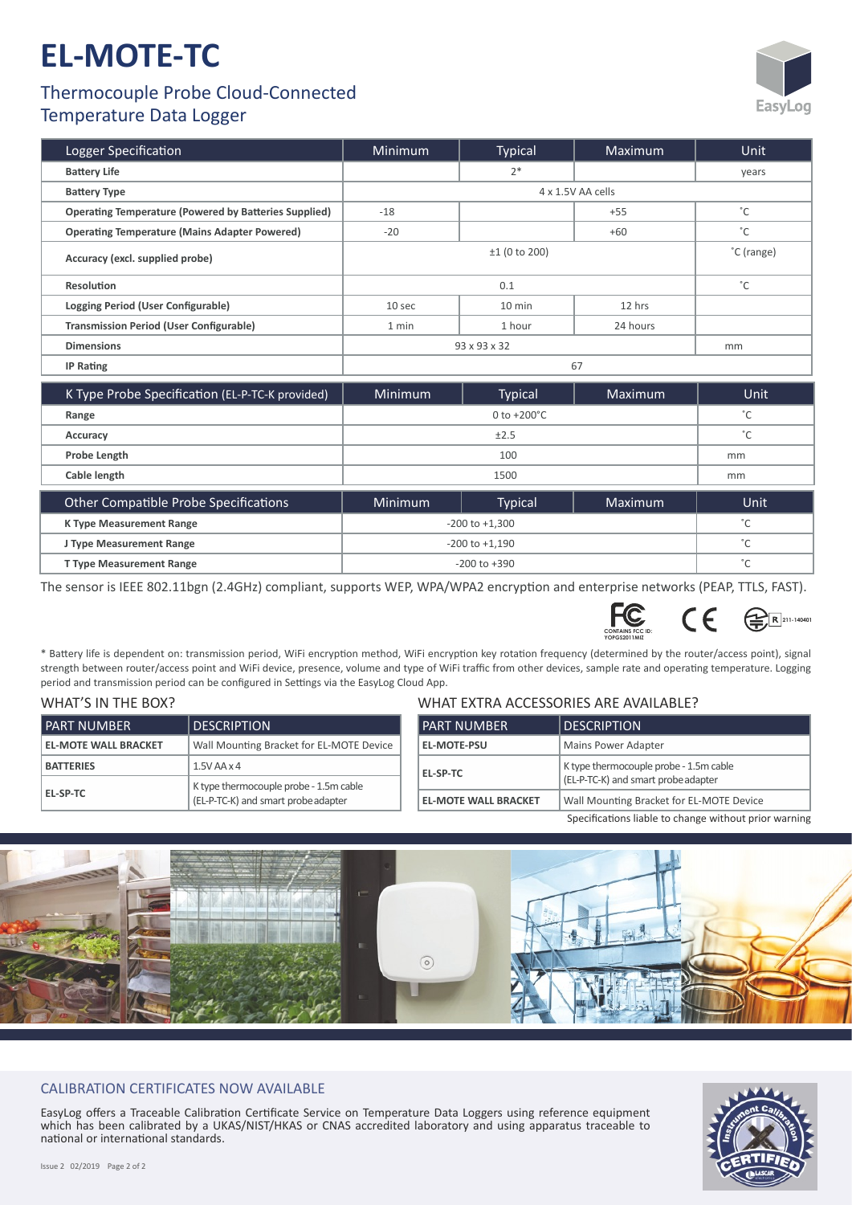# EL-MOTE-TC

## Thermocouple Probe Cloud-Connected Temperature Data Logger

| Logger Specification | Minimum | Typical | Maximum | Unit |
| --- | --- | --- | --- | --- |
| **Battery Life** | | 2* | | years |
| **Battery Type** | 4 x 1.5V AA cells | | | |
| **Operating Temperature (Powered by Batteries Supplied)** | -18 | | +55 | ˚C |
| **Operating Temperature (Mains Adapter Powered)** | -20 | | +60 | ˚C |
| **Accuracy (excl. supplied probe)** | ±1 (0 to 200) | | | ˚C (range) |
| **Resolution** | 0.1 | | | ˚C |
| **Logging Period (User Configurable)** | 10 sec | 10 min | 12 hrs | |
| **Transmission Period (User Configurable)** | 1 min | 1 hour | 24 hours | |
| **Dimensions** | 93 x 93 x 32 | | | mm |
| **IP Rating** | 67 | | | |

| K Type Probe Specification (EL-P-TC-K provided) | Minimum | Typical | Maximum | Unit |
| --- | --- | --- | --- | --- |
| **Range** | 0 to +200°C | | | ˚C |
| **Accuracy** | ±2.5 | | | ˚C |
| **Probe Length** | 100 | | | mm |
| **Cable length** | 1500 | | | mm |

| Other Compatible Probe Specifications | Minimum | Typical | Maximum | Unit |
| --- | --- | --- | --- | --- |
| **K Type Measurement Range** | -200 to +1,300 | | | ˚C |
| **J Type Measurement Range** | -200 to +1,190 | | | ˚C |
| **T Type Measurement Range** | -200 to +390 | | | ˚C |

The sensor is IEEE 802.11bgn (2.4GHz) compliant, supports WEP, WPA/WPA2 encryption and enterprise networks (PEAP, TTLS, FAST).

CONTAINS FCC ID: YOPGS2011MIZ

R 211-140401

\* Battery life is dependent on: transmission period, WiFi encryption method, WiFi encryption key rotation frequency (determined by the router/access point), signal strength between router/access point and WiFi device, presence, volume and type of WiFi traffic from other devices, sample rate and operating temperature. Logging period and transmission period can be configured in Settings via the EasyLog Cloud App.

### WHAT'S IN THE BOX?

| PART NUMBER | DESCRIPTION |
| --- | --- |
| **EL-MOTE WALL BRACKET** | Wall Mounting Bracket for EL-MOTE Device |
| **BATTERIES** | 1.5V AA x 4 |
| **EL-SP-TC** | K type thermocouple probe - 1.5m cable (EL-P-TC-K) and smart probe adapter |

### WHAT EXTRA ACCESSORIES ARE AVAILABLE?

| PART NUMBER | DESCRIPTION |
| --- | --- |
| **EL-MOTE-PSU** | Mains Power Adapter |
| **EL-SP-TC** | K type thermocouple probe - 1.5m cable (EL-P-TC-K) and smart probe adapter |
| **EL-MOTE WALL BRACKET** | Wall Mounting Bracket for EL-MOTE Device |

Specifications liable to change without prior warning

### CALIBRATION CERTIFICATES NOW AVAILABLE

EasyLog offers a Traceable Calibration Certificate Service on Temperature Data Loggers using reference equipment which has been calibrated by a UKAS/NIST/HKAS or CNAS accredited laboratory and using apparatus traceable to national or international standards.

Issue 2 02/2019